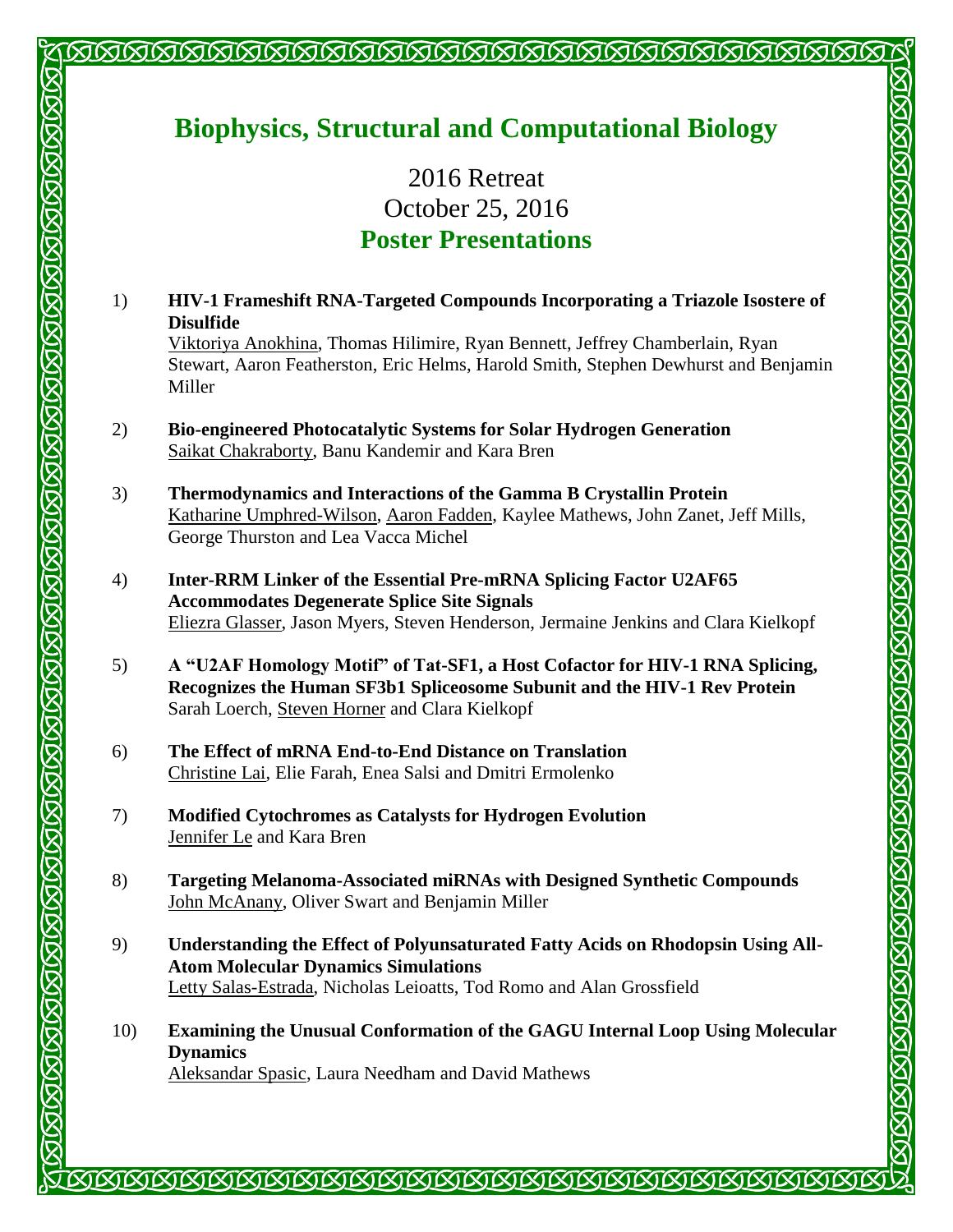# Biophysics, Structural and Computational Biology

## 2016 Retreat
## October 25, 2016
## Poster Presentations

1) **HIV-1 Frameshift RNA-Targeted Compounds Incorporating a Triazole Isostere of Disulfide**
   Viktoriya Anokhina, Thomas Hilimire, Ryan Bennett, Jeffrey Chamberlain, Ryan Stewart, Aaron Featherston, Eric Helms, Harold Smith, Stephen Dewhurst and Benjamin Miller

2) **Bio-engineered Photocatalytic Systems for Solar Hydrogen Generation**
   Saikat Chakraborty, Banu Kandemir and Kara Bren

3) **Thermodynamics and Interactions of the Gamma B Crystallin Protein**
   Katharine Umphred-Wilson, Aaron Fadden, Kaylee Mathews, John Zanet, Jeff Mills, George Thurston and Lea Vacca Michel

4) **Inter-RRM Linker of the Essential Pre-mRNA Splicing Factor U2AF65 Accommodates Degenerate Splice Site Signals**
   Eliezra Glasser, Jason Myers, Steven Henderson, Jermaine Jenkins and Clara Kielkopf

5) **A "U2AF Homology Motif" of Tat-SF1, a Host Cofactor for HIV-1 RNA Splicing, Recognizes the Human SF3b1 Spliceosome Subunit and the HIV-1 Rev Protein**
   Sarah Loerch, Steven Horner and Clara Kielkopf

6) **The Effect of mRNA End-to-End Distance on Translation**
   Christine Lai, Elie Farah, Enea Salsi and Dmitri Ermolenko

7) **Modified Cytochromes as Catalysts for Hydrogen Evolution**
   Jennifer Le and Kara Bren

8) **Targeting Melanoma-Associated miRNAs with Designed Synthetic Compounds**
   John McAnany, Oliver Swart and Benjamin Miller

9) **Understanding the Effect of Polyunsaturated Fatty Acids on Rhodopsin Using All-Atom Molecular Dynamics Simulations**
   Letty Salas-Estrada, Nicholas Leioatts, Tod Romo and Alan Grossfield

10) **Examining the Unusual Conformation of the GAGU Internal Loop Using Molecular Dynamics**
    Aleksandar Spasic, Laura Needham and David Mathews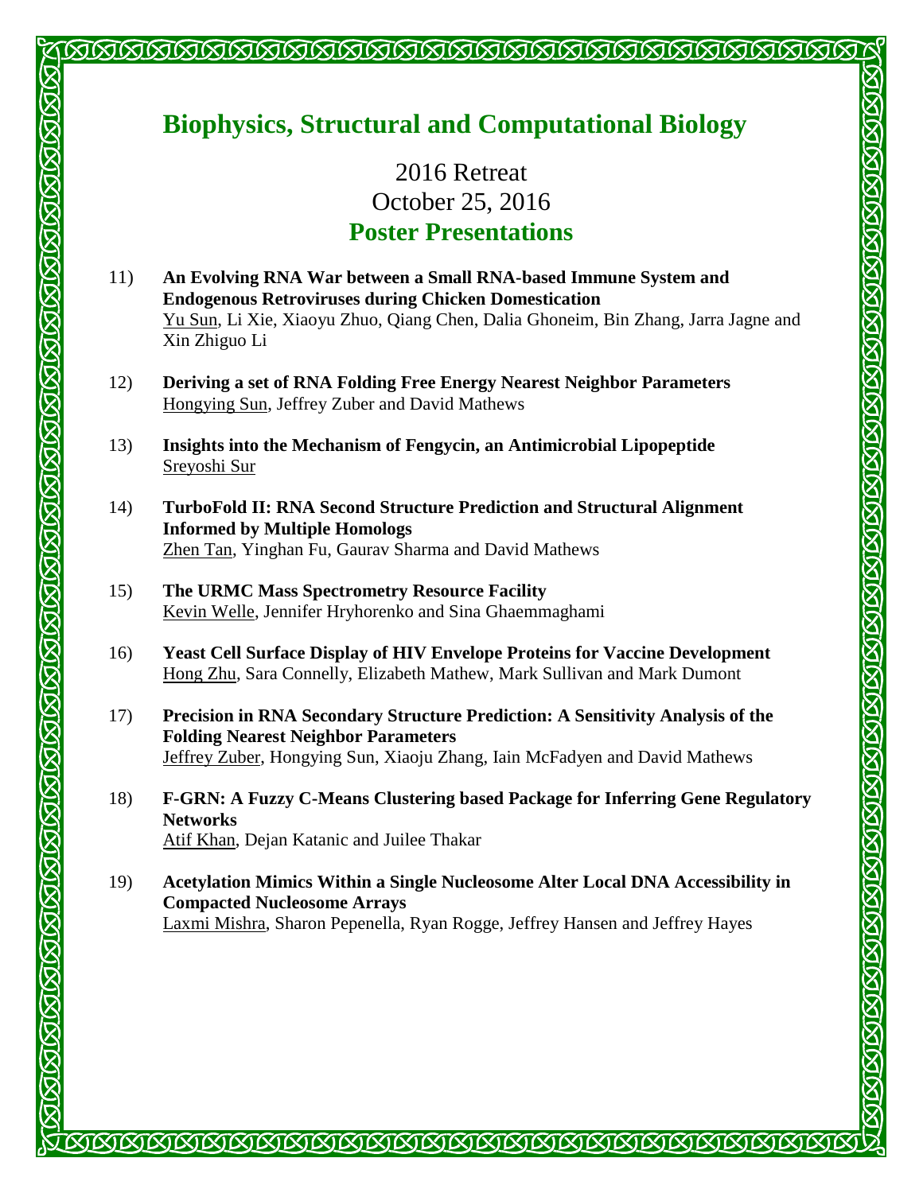# Biophysics, Structural and Computational Biology

2016 Retreat
October 25, 2016

## Poster Presentations

11) **An Evolving RNA War between a Small RNA-based Immune System and Endogenous Retroviruses during Chicken Domestication**
Yu Sun, Li Xie, Xiaoyu Zhuo, Qiang Chen, Dalia Ghoneim, Bin Zhang, Jarra Jagne and Xin Zhiguo Li

12) **Deriving a set of RNA Folding Free Energy Nearest Neighbor Parameters**
Hongying Sun, Jeffrey Zuber and David Mathews

13) **Insights into the Mechanism of Fengycin, an Antimicrobial Lipopeptide**
Sreyoshi Sur

14) **TurboFold II: RNA Second Structure Prediction and Structural Alignment Informed by Multiple Homologs**
Zhen Tan, Yinghan Fu, Gaurav Sharma and David Mathews

15) **The URMC Mass Spectrometry Resource Facility**
Kevin Welle, Jennifer Hryhorenko and Sina Ghaemmaghami

16) **Yeast Cell Surface Display of HIV Envelope Proteins for Vaccine Development**
Hong Zhu, Sara Connelly, Elizabeth Mathew, Mark Sullivan and Mark Dumont

17) **Precision in RNA Secondary Structure Prediction: A Sensitivity Analysis of the Folding Nearest Neighbor Parameters**
Jeffrey Zuber, Hongying Sun, Xiaoju Zhang, Iain McFadyen and David Mathews

18) **F-GRN: A Fuzzy C-Means Clustering based Package for Inferring Gene Regulatory Networks**
Atif Khan, Dejan Katanic and Juilee Thakar

19) **Acetylation Mimics Within a Single Nucleosome Alter Local DNA Accessibility in Compacted Nucleosome Arrays**
Laxmi Mishra, Sharon Pepenella, Ryan Rogge, Jeffrey Hansen and Jeffrey Hayes